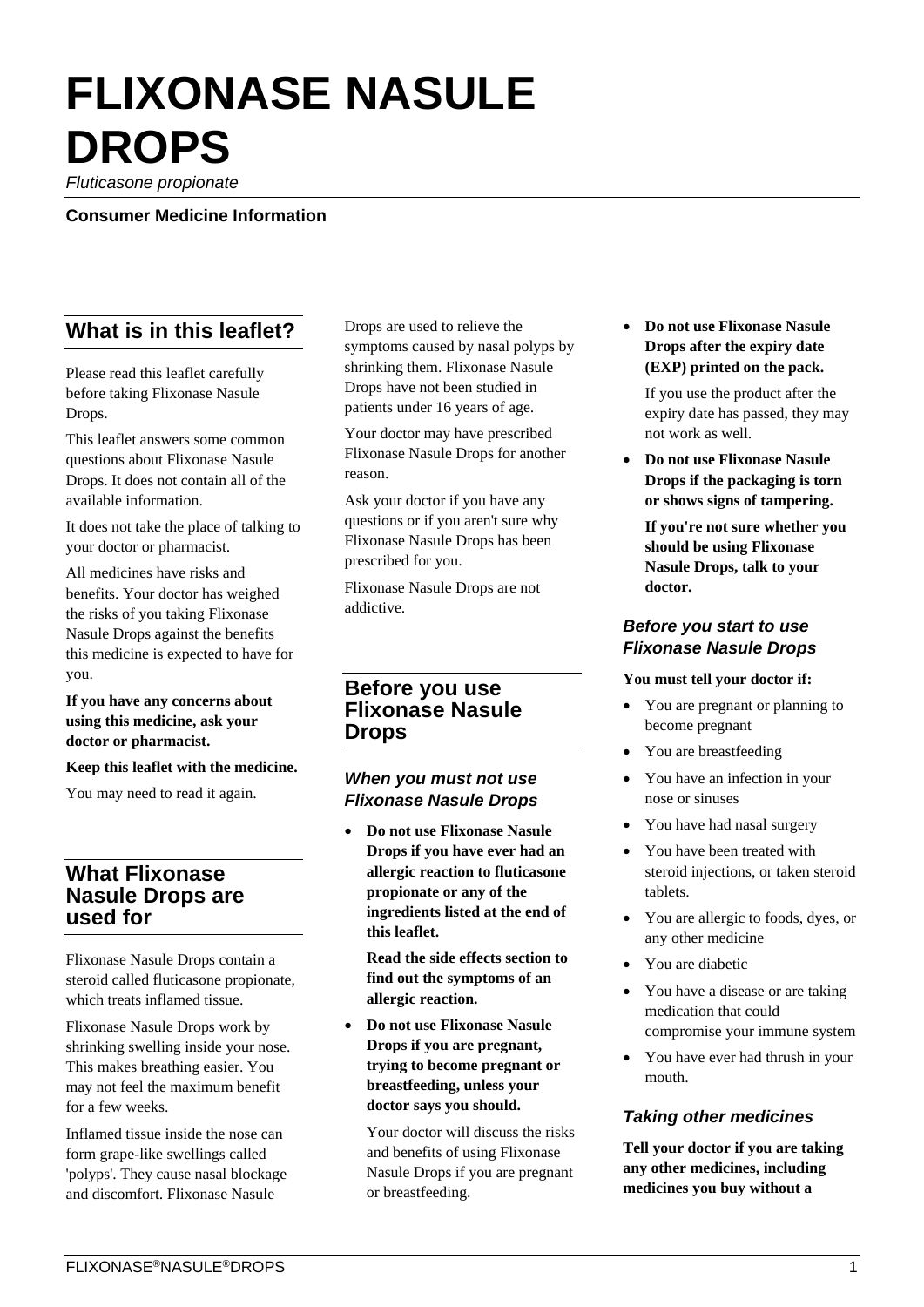# FLIXONASE NASULE DROPS

*Fluticasone propionate*

**Consumer Medicine Information**

## What is in this leaflet?

Please read this leaflet carefully before taking Flixonase Nasule Drops.

This leaflet answers some common questions about Flixonase Nasule Drops. It does not contain all of the available information.

It does not take the place of talking to your doctor or pharmacist.

All medicines have risks and benefits. Your doctor has weighed the risks of you taking Flixonase Nasule Drops against the benefits this medicine is expected to have for you.

**If you have any concerns about using this medicine, ask your doctor or pharmacist.**

**Keep this leaflet with the medicine.**

You may need to read it again.

## What Flixonase Nasule Drops are used for

Flixonase Nasule Drops contain a steroid called fluticasone propionate, which treats inflamed tissue.

Flixonase Nasule Drops work by shrinking swelling inside your nose. This makes breathing easier. You may not feel the maximum benefit for a few weeks.

Inflamed tissue inside the nose can form grape-like swellings called 'polyps'. They cause nasal blockage and discomfort. Flixonase Nasule Drops are used to relieve the symptoms caused by nasal polyps by shrinking them. Flixonase Nasule Drops have not been studied in patients under 16 years of age.

Your doctor may have prescribed Flixonase Nasule Drops for another reason.

Ask your doctor if you have any questions or if you aren't sure why Flixonase Nasule Drops has been prescribed for you.

Flixonase Nasule Drops are not addictive.

## Before you use Flixonase Nasule Drops

### *When you must not use Flixonase Nasule Drops*

- **Do not use Flixonase Nasule Drops if you have ever had an allergic reaction to fluticasone propionate or any of the ingredients listed at the end of this leaflet.**

  **Read the side effects section to find out the symptoms of an allergic reaction.**

- **Do not use Flixonase Nasule Drops if you are pregnant, trying to become pregnant or breastfeeding, unless your doctor says you should.**

  Your doctor will discuss the risks and benefits of using Flixonase Nasule Drops if you are pregnant or breastfeeding.

- **Do not use Flixonase Nasule Drops after the expiry date (EXP) printed on the pack.**

  If you use the product after the expiry date has passed, they may not work as well.

- **Do not use Flixonase Nasule Drops if the packaging is torn or shows signs of tampering.**

  **If you're not sure whether you should be using Flixonase Nasule Drops, talk to your doctor.**

### *Before you start to use Flixonase Nasule Drops*

**You must tell your doctor if:**

- You are pregnant or planning to become pregnant
- You are breastfeeding
- You have an infection in your nose or sinuses
- You have had nasal surgery
- You have been treated with steroid injections, or taken steroid tablets.
- You are allergic to foods, dyes, or any other medicine
- You are diabetic
- You have a disease or are taking medication that could compromise your immune system
- You have ever had thrush in your mouth.

### *Taking other medicines*

**Tell your doctor if you are taking any other medicines, including medicines you buy without a**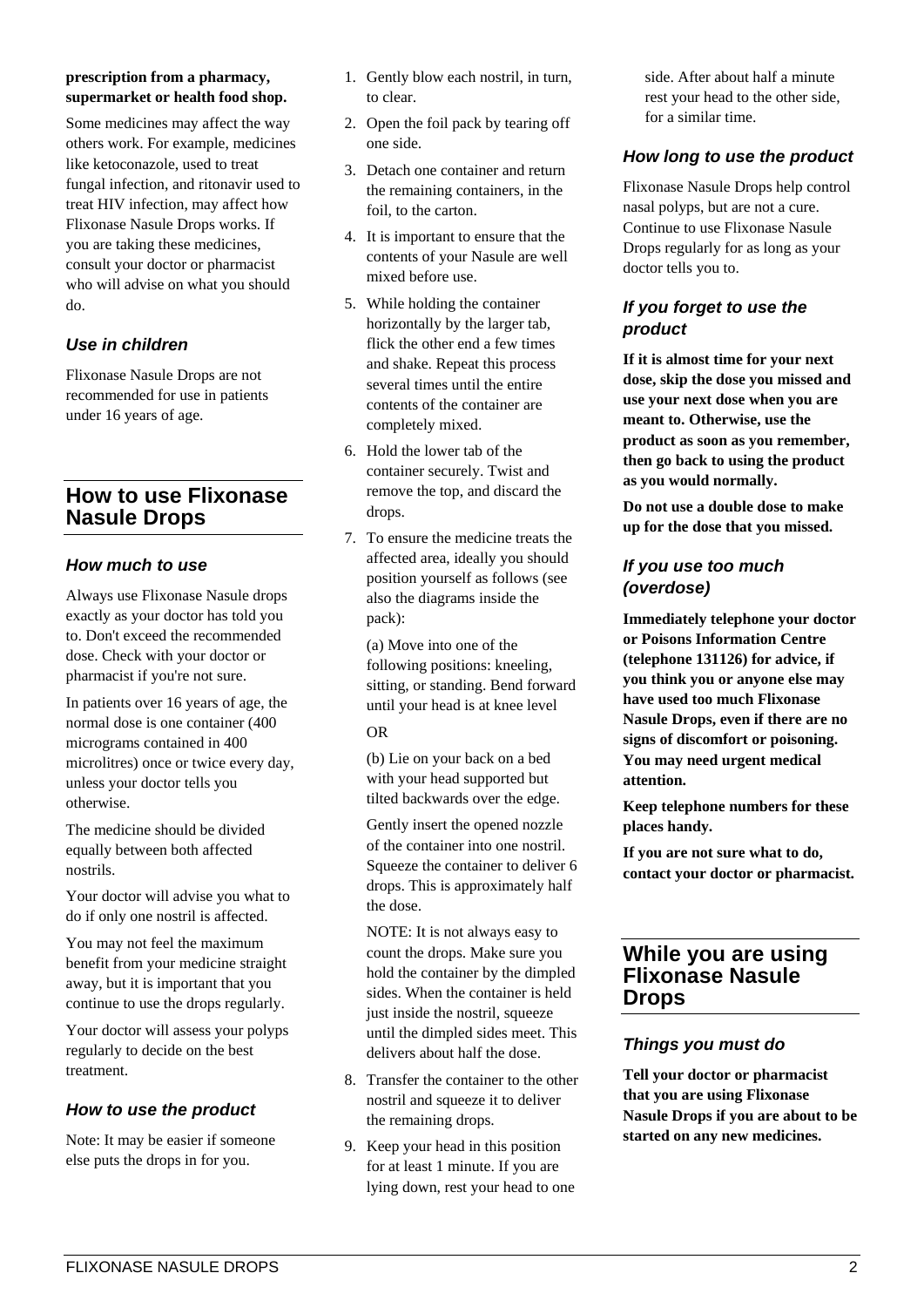**prescription from a pharmacy, supermarket or health food shop.**

Some medicines may affect the way others work. For example, medicines like ketoconazole, used to treat fungal infection, and ritonavir used to treat HIV infection, may affect how Flixonase Nasule Drops works. If you are taking these medicines, consult your doctor or pharmacist who will advise on what you should do.

### *Use in children*

Flixonase Nasule Drops are not recommended for use in patients under 16 years of age.

## How to use Flixonase Nasule Drops

### *How much to use*

Always use Flixonase Nasule drops exactly as your doctor has told you to. Don't exceed the recommended dose. Check with your doctor or pharmacist if you're not sure.

In patients over 16 years of age, the normal dose is one container (400 micrograms contained in 400 microlitres) once or twice every day, unless your doctor tells you otherwise.

The medicine should be divided equally between both affected nostrils.

Your doctor will advise you what to do if only one nostril is affected.

You may not feel the maximum benefit from your medicine straight away, but it is important that you continue to use the drops regularly.

Your doctor will assess your polyps regularly to decide on the best treatment.

### *How to use the product*

Note: It may be easier if someone else puts the drops in for you.

1. Gently blow each nostril, in turn, to clear.
2. Open the foil pack by tearing off one side.
3. Detach one container and return the remaining containers, in the foil, to the carton.
4. It is important to ensure that the contents of your Nasule are well mixed before use.
5. While holding the container horizontally by the larger tab, flick the other end a few times and shake. Repeat this process several times until the entire contents of the container are completely mixed.
6. Hold the lower tab of the container securely. Twist and remove the top, and discard the drops.
7. To ensure the medicine treats the affected area, ideally you should position yourself as follows (see also the diagrams inside the pack):

   (a) Move into one of the following positions: kneeling, sitting, or standing. Bend forward until your head is at knee level

   OR

   (b) Lie on your back on a bed with your head supported but tilted backwards over the edge.

   Gently insert the opened nozzle of the container into one nostril. Squeeze the container to deliver 6 drops. This is approximately half the dose.

   NOTE: It is not always easy to count the drops. Make sure you hold the container by the dimpled sides. When the container is held just inside the nostril, squeeze until the dimpled sides meet. This delivers about half the dose.
8. Transfer the container to the other nostril and squeeze it to deliver the remaining drops.
9. Keep your head in this position for at least 1 minute. If you are lying down, rest your head to one side. After about half a minute rest your head to the other side, for a similar time.

### *How long to use the product*

Flixonase Nasule Drops help control nasal polyps, but are not a cure. Continue to use Flixonase Nasule Drops regularly for as long as your doctor tells you to.

### *If you forget to use the product*

**If it is almost time for your next dose, skip the dose you missed and use your next dose when you are meant to. Otherwise, use the product as soon as you remember, then go back to using the product as you would normally.**

**Do not use a double dose to make up for the dose that you missed.**

### *If you use too much (overdose)*

**Immediately telephone your doctor or Poisons Information Centre (telephone 131126) for advice, if you think you or anyone else may have used too much Flixonase Nasule Drops, even if there are no signs of discomfort or poisoning. You may need urgent medical attention.**

**Keep telephone numbers for these places handy.**

**If you are not sure what to do, contact your doctor or pharmacist.**

## While you are using Flixonase Nasule Drops

### *Things you must do*

**Tell your doctor or pharmacist that you are using Flixonase Nasule Drops if you are about to be started on any new medicines.**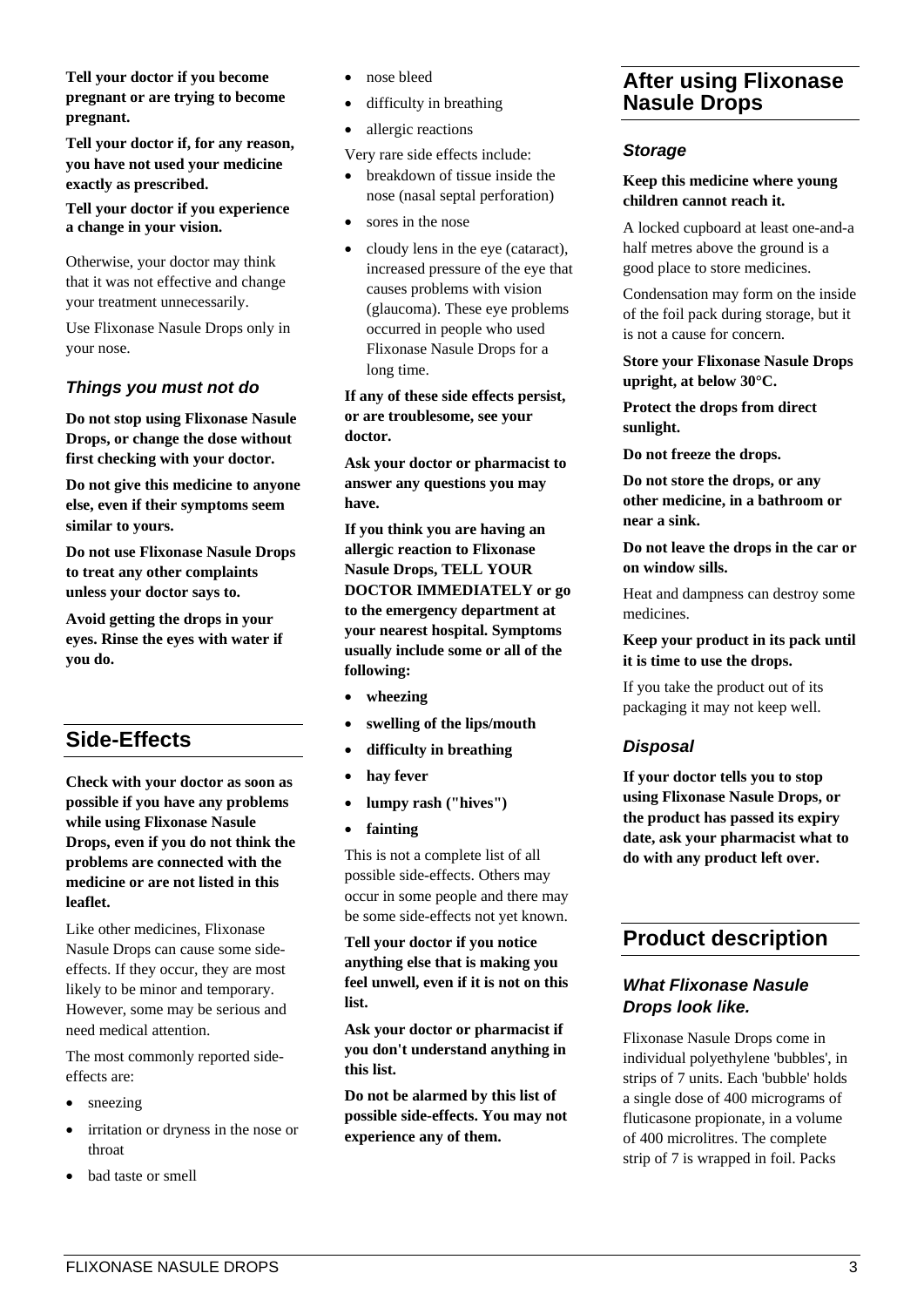**Tell your doctor if you become pregnant or are trying to become pregnant.**

**Tell your doctor if, for any reason, you have not used your medicine exactly as prescribed.**

**Tell your doctor if you experience a change in your vision.**

Otherwise, your doctor may think that it was not effective and change your treatment unnecessarily.

Use Flixonase Nasule Drops only in your nose.

### *Things you must not do*

**Do not stop using Flixonase Nasule Drops, or change the dose without first checking with your doctor.**

**Do not give this medicine to anyone else, even if their symptoms seem similar to yours.**

**Do not use Flixonase Nasule Drops to treat any other complaints unless your doctor says to.**

**Avoid getting the drops in your eyes. Rinse the eyes with water if you do.**

## Side-Effects

**Check with your doctor as soon as possible if you have any problems while using Flixonase Nasule Drops, even if you do not think the problems are connected with the medicine or are not listed in this leaflet.**

Like other medicines, Flixonase Nasule Drops can cause some side-effects. If they occur, they are most likely to be minor and temporary. However, some may be serious and need medical attention.

The most commonly reported side-effects are:

- sneezing
- irritation or dryness in the nose or throat
- bad taste or smell
- nose bleed
- difficulty in breathing
- allergic reactions

Very rare side effects include:

- breakdown of tissue inside the nose (nasal septal perforation)
- sores in the nose
- cloudy lens in the eye (cataract), increased pressure of the eye that causes problems with vision (glaucoma). These eye problems occurred in people who used Flixonase Nasule Drops for a long time.

**If any of these side effects persist, or are troublesome, see your doctor.**

**Ask your doctor or pharmacist to answer any questions you may have.**

**If you think you are having an allergic reaction to Flixonase Nasule Drops, TELL YOUR DOCTOR IMMEDIATELY or go to the emergency department at your nearest hospital. Symptoms usually include some or all of the following:**

- **wheezing**
- **swelling of the lips/mouth**
- **difficulty in breathing**
- **hay fever**
- **lumpy rash ("hives")**
- **fainting**

This is not a complete list of all possible side-effects. Others may occur in some people and there may be some side-effects not yet known.

**Tell your doctor if you notice anything else that is making you feel unwell, even if it is not on this list.**

**Ask your doctor or pharmacist if you don't understand anything in this list.**

**Do not be alarmed by this list of possible side-effects. You may not experience any of them.**

## After using Flixonase Nasule Drops

### *Storage*

**Keep this medicine where young children cannot reach it.**

A locked cupboard at least one-and-a half metres above the ground is a good place to store medicines.

Condensation may form on the inside of the foil pack during storage, but it is not a cause for concern.

**Store your Flixonase Nasule Drops upright, at below 30°C.**

**Protect the drops from direct sunlight.**

**Do not freeze the drops.**

**Do not store the drops, or any other medicine, in a bathroom or near a sink.**

**Do not leave the drops in the car or on window sills.**

Heat and dampness can destroy some medicines.

**Keep your product in its pack until it is time to use the drops.**

If you take the product out of its packaging it may not keep well.

### *Disposal*

**If your doctor tells you to stop using Flixonase Nasule Drops, or the product has passed its expiry date, ask your pharmacist what to do with any product left over.**

## Product description

### *What Flixonase Nasule Drops look like.*

Flixonase Nasule Drops come in individual polyethylene 'bubbles', in strips of 7 units. Each 'bubble' holds a single dose of 400 micrograms of fluticasone propionate, in a volume of 400 microlitres. The complete strip of 7 is wrapped in foil. Packs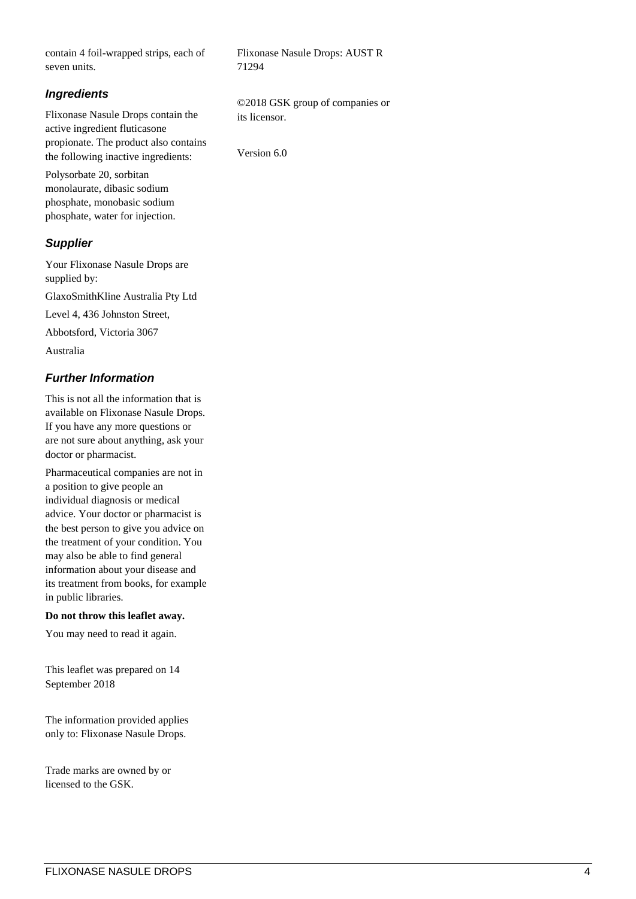contain 4 foil-wrapped strips, each of seven units.

### *Ingredients*

Flixonase Nasule Drops contain the active ingredient fluticasone propionate. The product also contains the following inactive ingredients:

Polysorbate 20, sorbitan monolaurate, dibasic sodium phosphate, monobasic sodium phosphate, water for injection.

### *Supplier*

Your Flixonase Nasule Drops are supplied by:

GlaxoSmithKline Australia Pty Ltd

Level 4, 436 Johnston Street,

Abbotsford, Victoria 3067

Australia

### *Further Information*

This is not all the information that is available on Flixonase Nasule Drops. If you have any more questions or are not sure about anything, ask your doctor or pharmacist.

Pharmaceutical companies are not in a position to give people an individual diagnosis or medical advice. Your doctor or pharmacist is the best person to give you advice on the treatment of your condition. You may also be able to find general information about your disease and its treatment from books, for example in public libraries.

**Do not throw this leaflet away.**

You may need to read it again.

This leaflet was prepared on 14 September 2018

The information provided applies only to: Flixonase Nasule Drops.

Trade marks are owned by or licensed to the GSK.

Flixonase Nasule Drops: AUST R 71294

©2018 GSK group of companies or its licensor.

Version 6.0